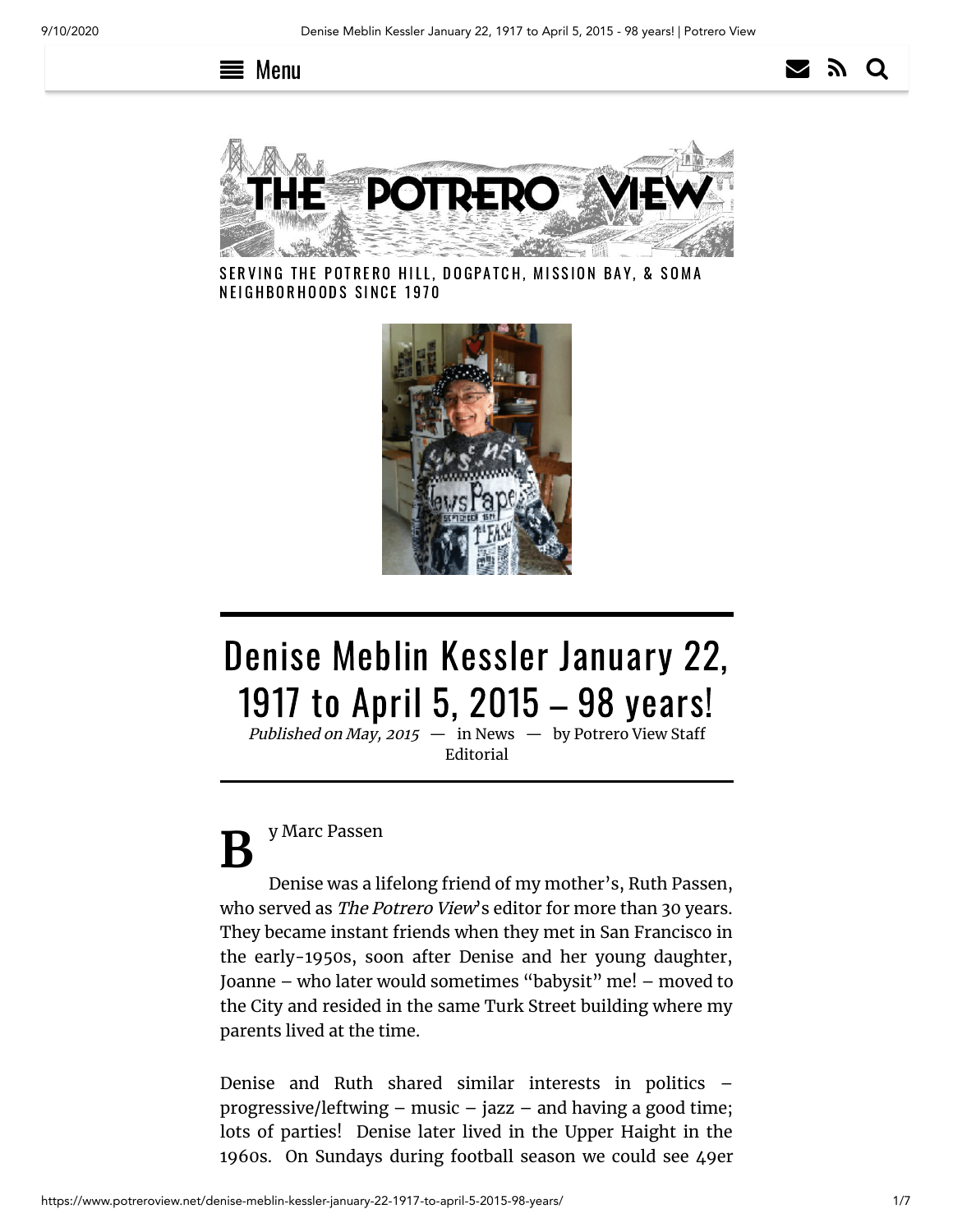# Denise Meblin Kessler January 22, 1917 to April 5, 2015 – 98 years!

*Published on May, 2015* — in News — by Potrero View Staff Editorial

By Marc Passen

Denise was a lifelong friend of my mother's, Ruth Passen, who served as *The Potrero View*'s editor for more than 30 years. They became instant friends when they met in San Francisco in the early-1950s, soon after Denise and her young daughter, Joanne – who later would sometimes "babysit" me! – moved to the City and resided in the same Turk Street building where my parents lived at the time.

Denise and Ruth shared similar interests in politics – progressive/leftwing – music – jazz – and having a good time; lots of parties! Denise later lived in the Upper Haight in the 1960s. On Sundays during football season we could see 49er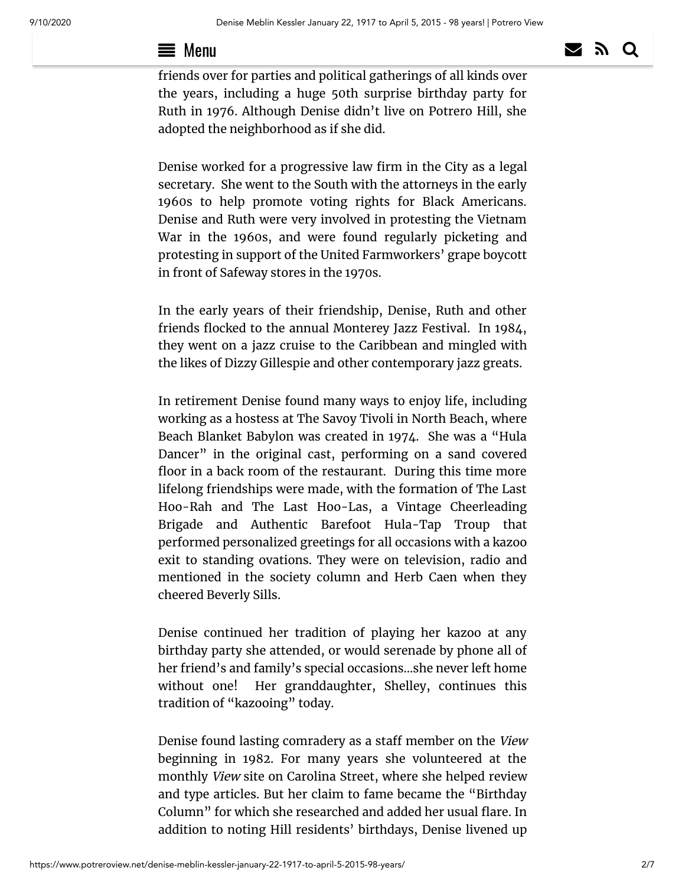friends over for parties and political gatherings of all kinds over the years, including a huge 50th surprise birthday party for Ruth in 1976. Although Denise didn't live on Potrero Hill, she adopted the neighborhood as if she did.

Denise worked for a progressive law firm in the City as a legal secretary. She went to the South with the attorneys in the early 1960s to help promote voting rights for Black Americans. Denise and Ruth were very involved in protesting the Vietnam War in the 1960s, and were found regularly picketing and protesting in support of the United Farmworkers' grape boycott in front of Safeway stores in the 1970s.

In the early years of their friendship, Denise, Ruth and other friends flocked to the annual Monterey Jazz Festival. In 1984, they went on a jazz cruise to the Caribbean and mingled with the likes of Dizzy Gillespie and other contemporary jazz greats.

In retirement Denise found many ways to enjoy life, including working as a hostess at The Savoy Tivoli in North Beach, where Beach Blanket Babylon was created in 1974. She was a "Hula Dancer" in the original cast, performing on a sand covered floor in a back room of the restaurant. During this time more lifelong friendships were made, with the formation of The Last Hoo-Rah and The Last Hoo-Las, a Vintage Cheerleading Brigade and Authentic Barefoot Hula-Tap Troup that performed personalized greetings for all occasions with a kazoo exit to standing ovations. They were on television, radio and mentioned in the society column and Herb Caen when they cheered Beverly Sills.

Denise continued her tradition of playing her kazoo at any birthday party she attended, or would serenade by phone all of her friend's and family's special occasions…she never left home without one! Her granddaughter, Shelley, continues this tradition of "kazooing" today.

Denise found lasting comradery as a staff member on the *View* beginning in 1982. For many years she volunteered at the monthly *View* site on Carolina Street, where she helped review and type articles. But her claim to fame became the "Birthday Column" for which she researched and added her usual flare. In addition to noting Hill residents' birthdays, Denise livened up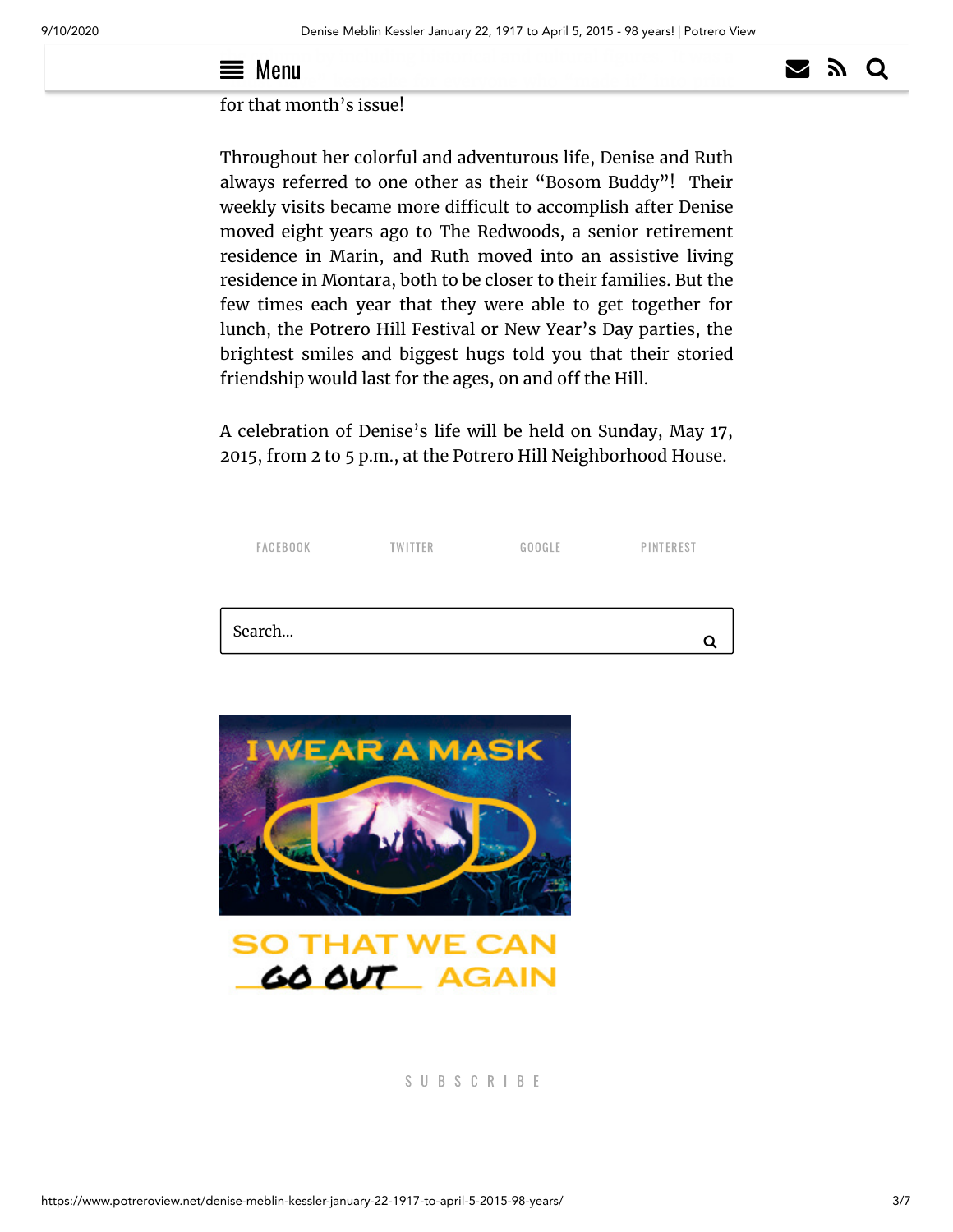for that month's issue!

Throughout her colorful and adventurous life, Denise and Ruth always referred to one other as their "Bosom Buddy"! Their weekly visits became more difficult to accomplish after Denise moved eight years ago to The Redwoods, a senior retirement residence in Marin, and Ruth moved into an assistive living residence in Montara, both to be closer to their families. But the few times each year that they were able to get together for lunch, the Potrero Hill Festival or New Year's Day parties, the brightest smiles and biggest hugs told you that their storied friendship would last for the ages, on and off the Hill.

A celebration of Denise's life will be held on Sunday, May 17, 2015, from 2 to 5 p.m., at the Potrero Hill Neighborhood House.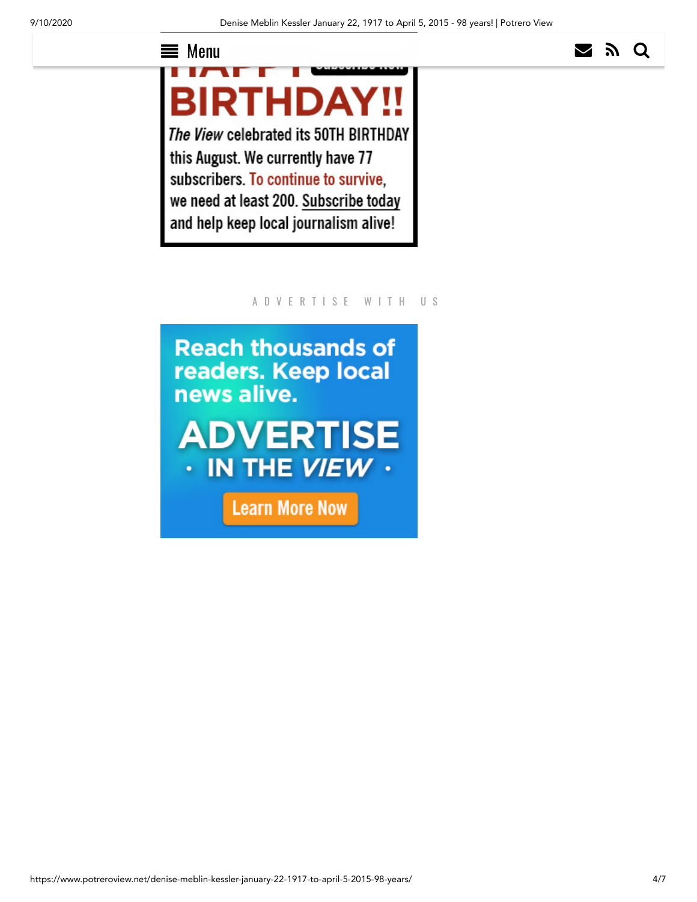Menu

HAPPY BIRTHDAY!!

*The View* celebrated its 50TH BIRTHDAY this August. We currently have 77 subscribers. To continue to survive, we need at least 200. Subscribe today and help keep local journalism alive!

ADVERTISE WITH US

Reach thousands of readers. Keep local news alive.

ADVERTISE · IN THE *VIEW* ·

Learn More Now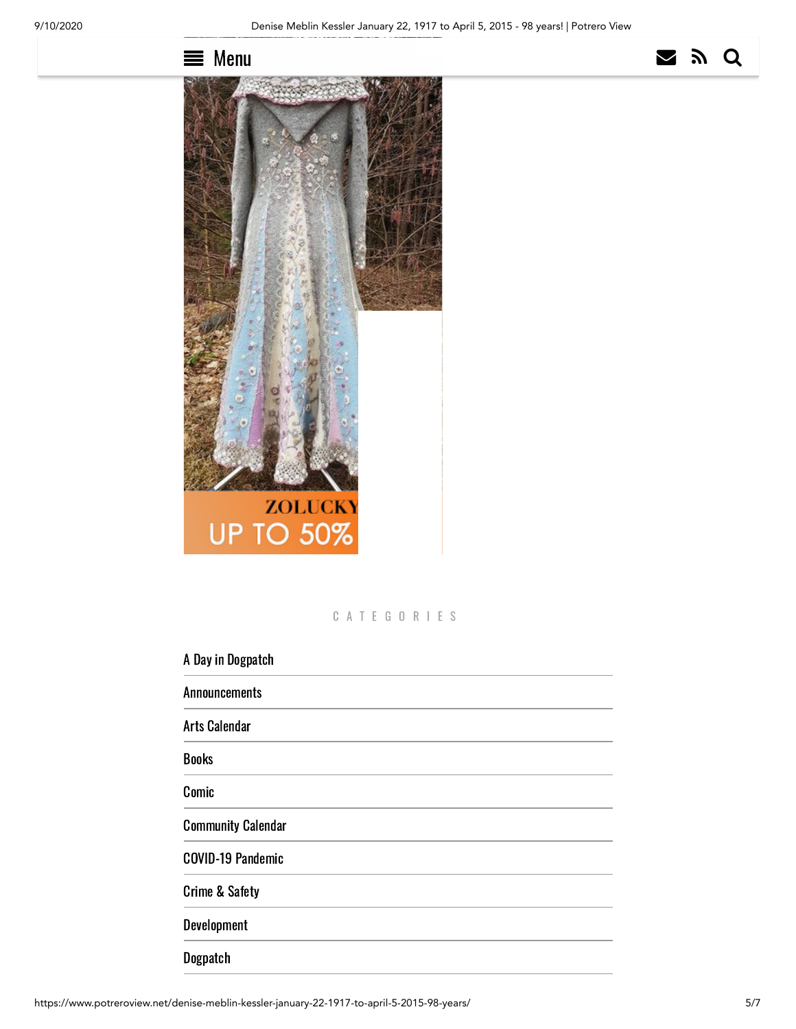ZOLUCKY
UP TO 50%

## CATEGORIES

- A Day in Dogpatch
- Announcements
- Arts Calendar
- Books
- Comic
- Community Calendar
- COVID-19 Pandemic
- Crime & Safety
- Development
- Dogpatch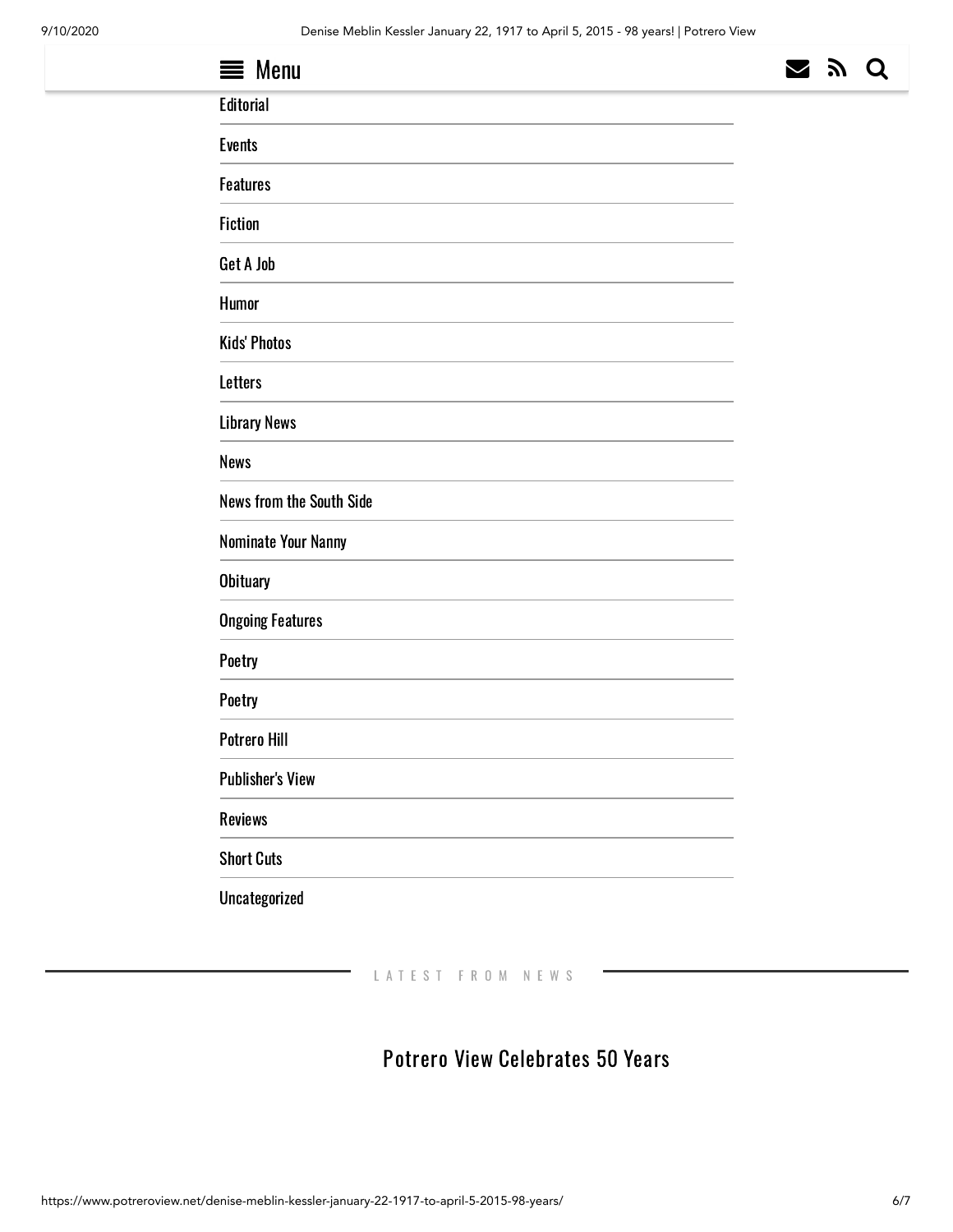Menu

- Editorial
- Events
- Features
- Fiction
- Get A Job
- Humor
- Kids' Photos
- Letters
- Library News
- News
- News from the South Side
- Nominate Your Nanny
- Obituary
- Ongoing Features
- Poetry
- Poetry
- Potrero Hill
- Publisher's View
- Reviews
- Short Cuts
- Uncategorized

LATEST FROM NEWS

## Potrero View Celebrates 50 Years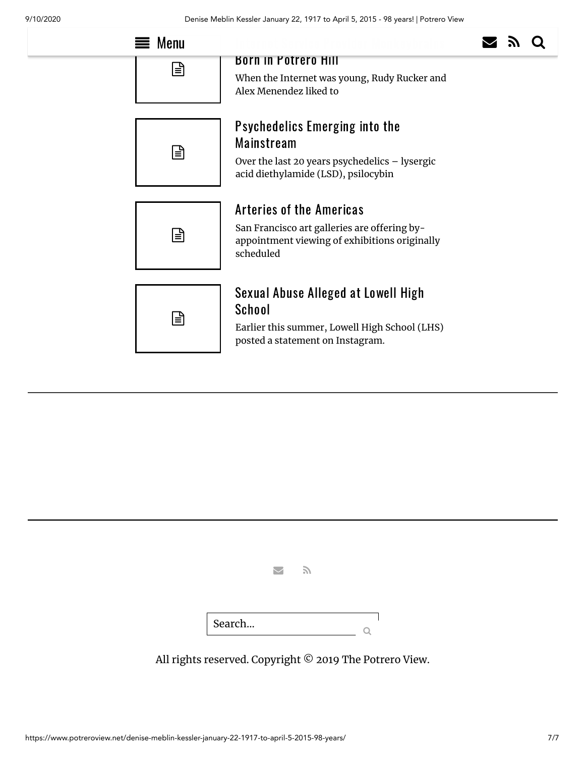### Born in Potrero Hill

When the Internet was young, Rudy Rucker and Alex Menendez liked to

### Psychedelics Emerging into the Mainstream

Over the last 20 years psychedelics – lysergic acid diethylamide (LSD), psilocybin

### Arteries of the Americas

San Francisco art galleries are offering by-appointment viewing of exhibitions originally scheduled

### Sexual Abuse Alleged at Lowell High School

Earlier this summer, Lowell High School (LHS) posted a statement on Instagram.

---

Search...

All rights reserved. Copyright © 2019 The Potrero View.